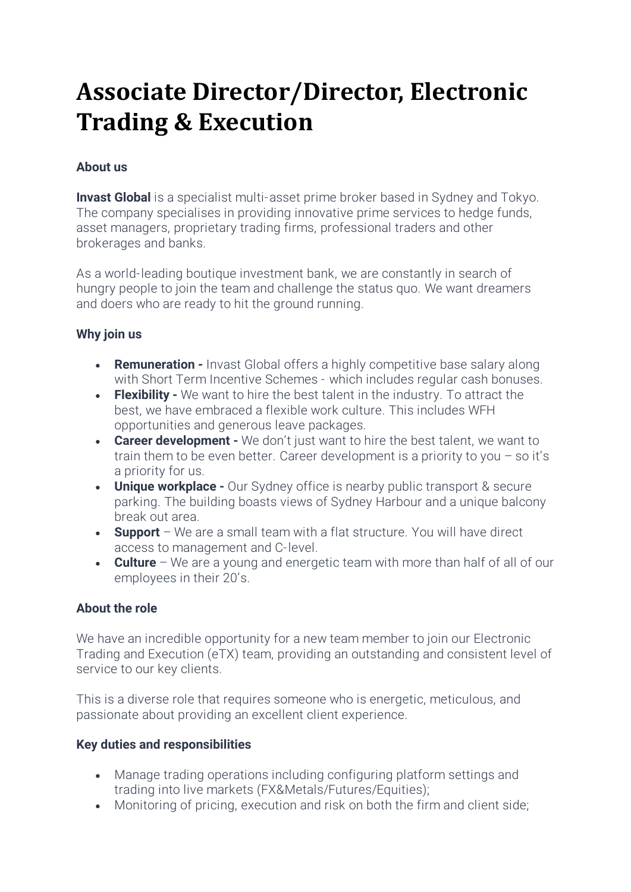# Associate Director/Director, Electronic Trading & Execution

**About us**

**Invast Global** is a specialist multi-asset prime broker based in Sydney and Tokyo. The company specialises in providing innovative prime services to hedge funds, asset managers, proprietary trading firms, professional traders and other brokerages and banks.

As a world-leading boutique investment bank, we are constantly in search of hungry people to join the team and challenge the status quo. We want dreamers and doers who are ready to hit the ground running.

**Why join us**

- **Remuneration -** Invast Global offers a highly competitive base salary along with Short Term Incentive Schemes - which includes regular cash bonuses.
- **Flexibility -** We want to hire the best talent in the industry. To attract the best, we have embraced a flexible work culture. This includes WFH opportunities and generous leave packages.
- **Career development -** We don't just want to hire the best talent, we want to train them to be even better. Career development is a priority to you – so it's a priority for us.
- **Unique workplace -** Our Sydney office is nearby public transport & secure parking. The building boasts views of Sydney Harbour and a unique balcony break out area.
- **Support** – We are a small team with a flat structure. You will have direct access to management and C-level.
- **Culture** – We are a young and energetic team with more than half of all of our employees in their 20's.

**About the role**

We have an incredible opportunity for a new team member to join our Electronic Trading and Execution (eTX) team, providing an outstanding and consistent level of service to our key clients.

This is a diverse role that requires someone who is energetic, meticulous, and passionate about providing an excellent client experience.

**Key duties and responsibilities**

- Manage trading operations including configuring platform settings and trading into live markets (FX&Metals/Futures/Equities);
- Monitoring of pricing, execution and risk on both the firm and client side;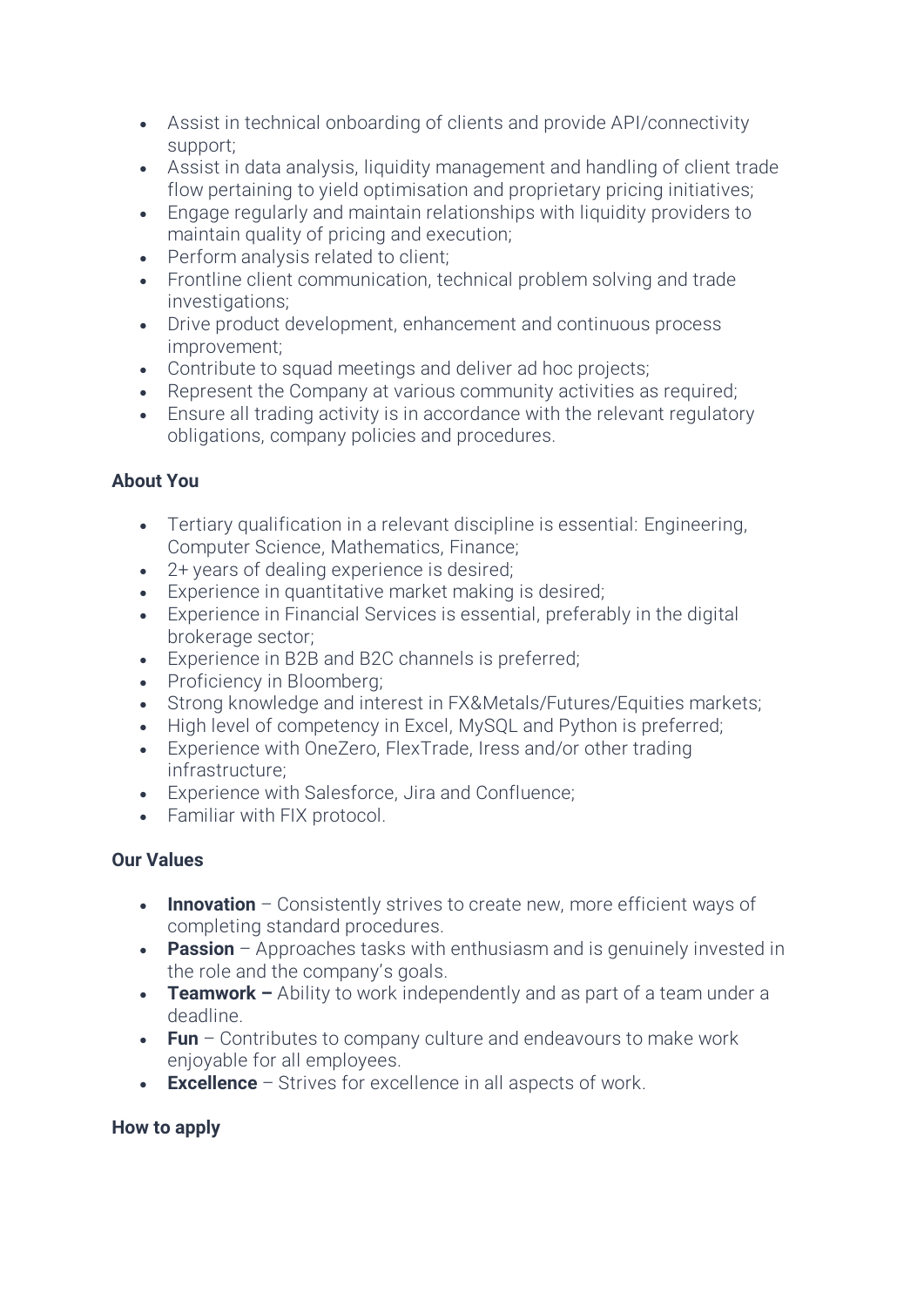- Assist in technical onboarding of clients and provide API/connectivity support;
- Assist in data analysis, liquidity management and handling of client trade flow pertaining to yield optimisation and proprietary pricing initiatives;
- Engage regularly and maintain relationships with liquidity providers to maintain quality of pricing and execution;
- Perform analysis related to client;
- Frontline client communication, technical problem solving and trade investigations;
- Drive product development, enhancement and continuous process improvement;
- Contribute to squad meetings and deliver ad hoc projects;
- Represent the Company at various community activities as required;
- Ensure all trading activity is in accordance with the relevant regulatory obligations, company policies and procedures.

**About You**

- Tertiary qualification in a relevant discipline is essential: Engineering, Computer Science, Mathematics, Finance;
- 2+ years of dealing experience is desired;
- Experience in quantitative market making is desired;
- Experience in Financial Services is essential, preferably in the digital brokerage sector;
- Experience in B2B and B2C channels is preferred;
- Proficiency in Bloomberg;
- Strong knowledge and interest in FX&Metals/Futures/Equities markets;
- High level of competency in Excel, MySQL and Python is preferred;
- Experience with OneZero, FlexTrade, Iress and/or other trading infrastructure;
- Experience with Salesforce, Jira and Confluence;
- Familiar with FIX protocol.

**Our Values**

- **Innovation** – Consistently strives to create new, more efficient ways of completing standard procedures.
- **Passion** – Approaches tasks with enthusiasm and is genuinely invested in the role and the company's goals.
- **Teamwork –** Ability to work independently and as part of a team under a deadline.
- **Fun** – Contributes to company culture and endeavours to make work enjoyable for all employees.
- **Excellence** – Strives for excellence in all aspects of work.

**How to apply**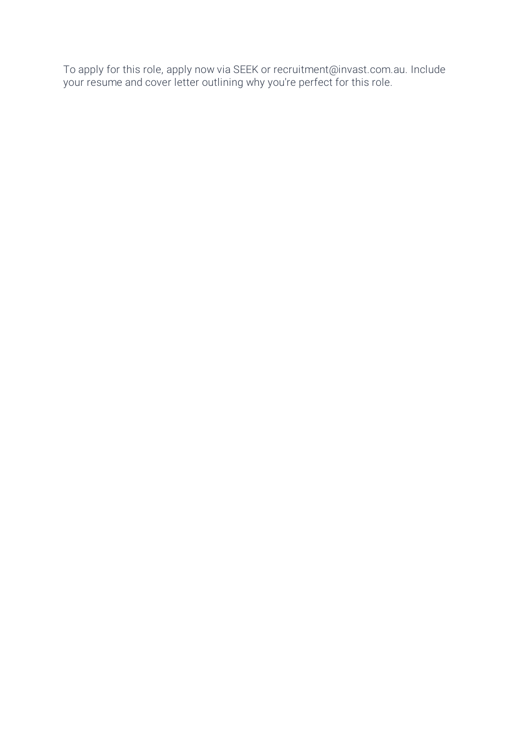To apply for this role, apply now via SEEK or recruitment@invast.com.au. Include your resume and cover letter outlining why you're perfect for this role.